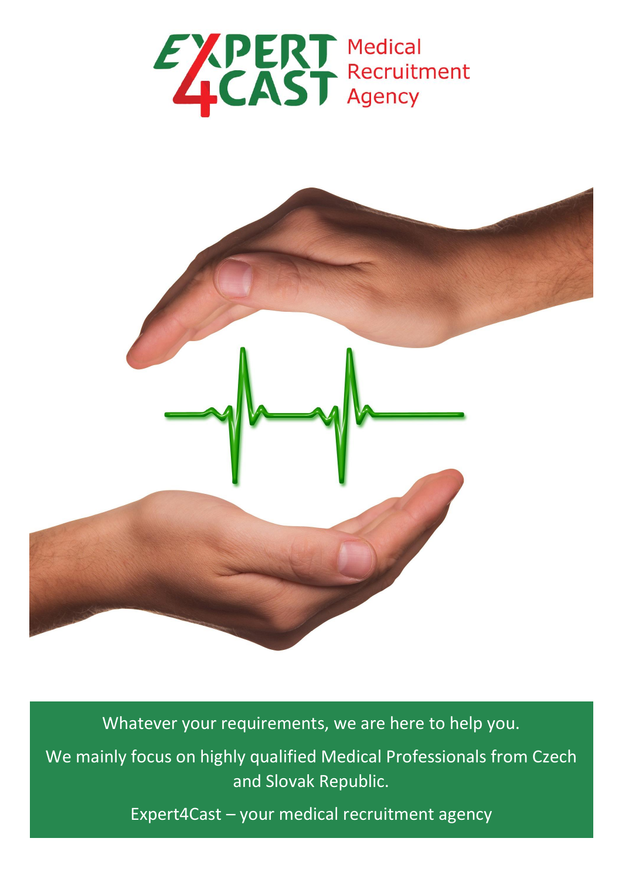# EXPERT 4CAST Medical Recruitment Agency

Whatever your requirements, we are here to help you.

We mainly focus on highly qualified Medical Professionals from Czech and Slovak Republic.

Expert4Cast – your medical recruitment agency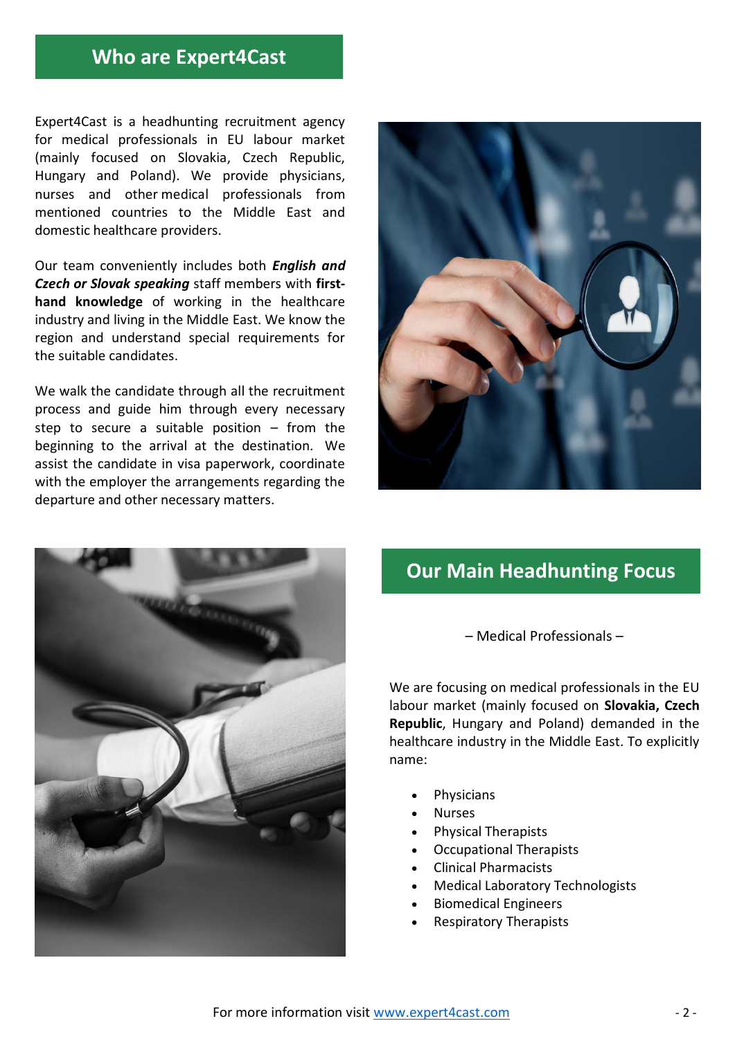## Who are Expert4Cast

Expert4Cast is a headhunting recruitment agency for medical professionals in EU labour market (mainly focused on Slovakia, Czech Republic, Hungary and Poland). We provide physicians, nurses and other medical professionals from mentioned countries to the Middle East and domestic healthcare providers.

Our team conveniently includes both ***English and Czech or Slovak speaking*** staff members with **first-hand knowledge** of working in the healthcare industry and living in the Middle East. We know the region and understand special requirements for the suitable candidates.

We walk the candidate through all the recruitment process and guide him through every necessary step to secure a suitable position – from the beginning to the arrival at the destination. We assist the candidate in visa paperwork, coordinate with the employer the arrangements regarding the departure and other necessary matters.

## Our Main Headhunting Focus

– Medical Professionals –

We are focusing on medical professionals in the EU labour market (mainly focused on **Slovakia, Czech Republic**, Hungary and Poland) demanded in the healthcare industry in the Middle East. To explicitly name:

- Physicians
- Nurses
- Physical Therapists
- Occupational Therapists
- Clinical Pharmacists
- Medical Laboratory Technologists
- Biomedical Engineers
- Respiratory Therapists

For more information visit www.expert4cast.com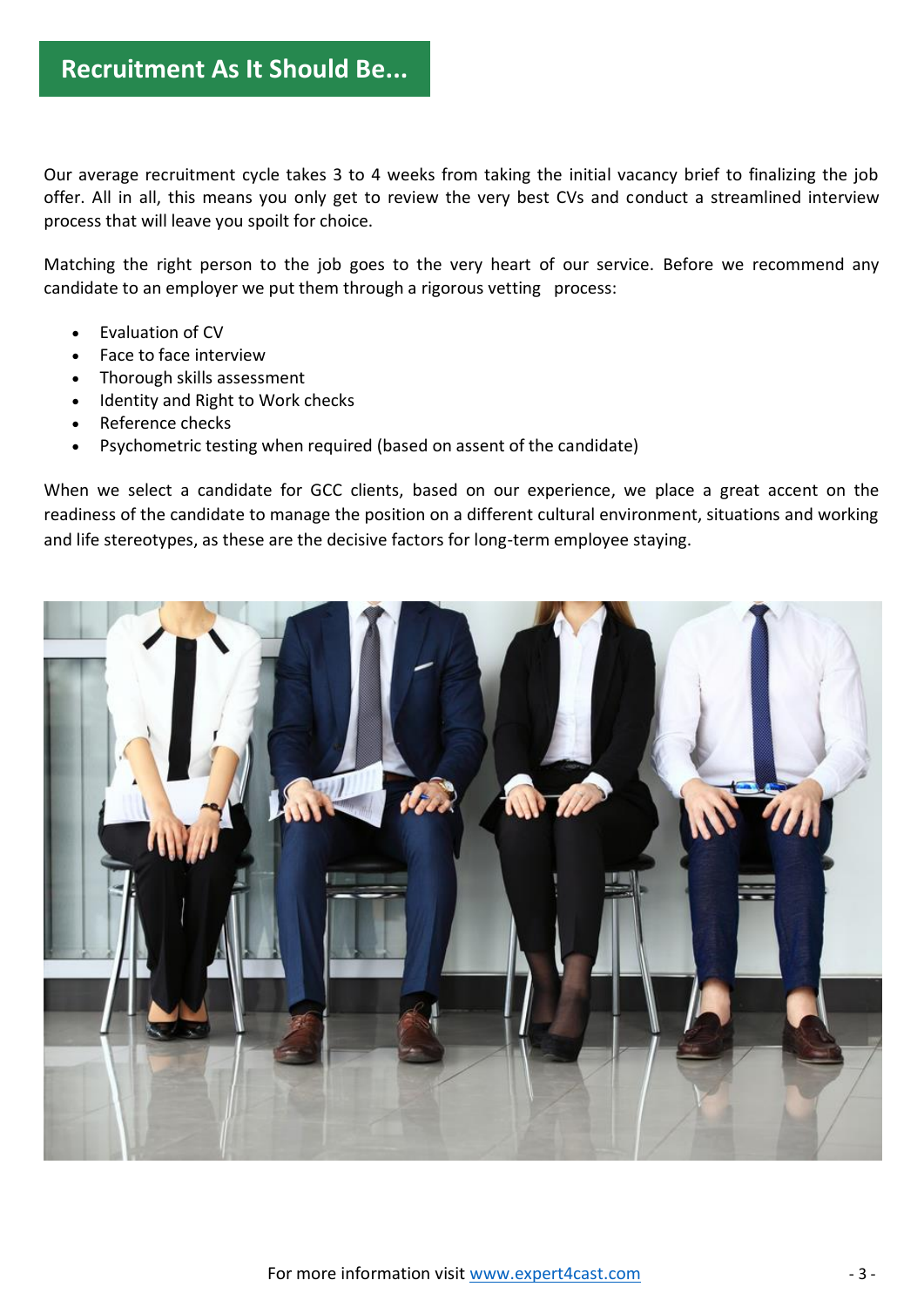# Recruitment As It Should Be...

Our average recruitment cycle takes 3 to 4 weeks from taking the initial vacancy brief to finalizing the job offer. All in all, this means you only get to review the very best CVs and conduct a streamlined interview process that will leave you spoilt for choice.

Matching the right person to the job goes to the very heart of our service. Before we recommend any candidate to an employer we put them through a rigorous vetting process:

- Evaluation of CV
- Face to face interview
- Thorough skills assessment
- Identity and Right to Work checks
- Reference checks
- Psychometric testing when required (based on assent of the candidate)

When we select a candidate for GCC clients, based on our experience, we place a great accent on the readiness of the candidate to manage the position on a different cultural environment, situations and working and life stereotypes, as these are the decisive factors for long-term employee staying.

For more information visit www.expert4cast.com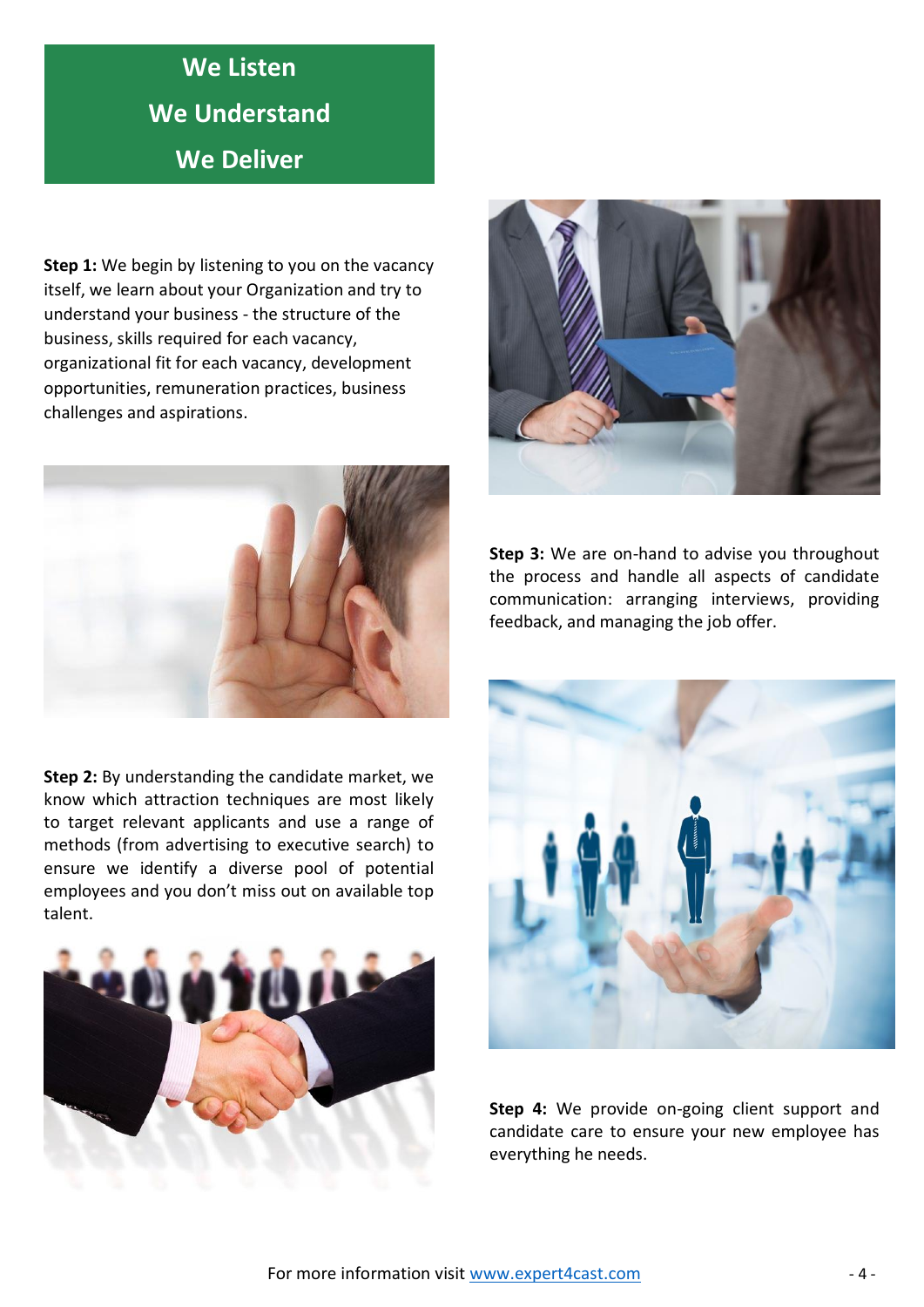**We Listen**

**We Understand**

**We Deliver**

**Step 1:** We begin by listening to you on the vacancy itself, we learn about your Organization and try to understand your business - the structure of the business, skills required for each vacancy, organizational fit for each vacancy, development opportunities, remuneration practices, business challenges and aspirations.

**Step 2:** By understanding the candidate market, we know which attraction techniques are most likely to target relevant applicants and use a range of methods (from advertising to executive search) to ensure we identify a diverse pool of potential employees and you don't miss out on available top talent.

**Step 3:** We are on-hand to advise you throughout the process and handle all aspects of candidate communication: arranging interviews, providing feedback, and managing the job offer.

**Step 4:** We provide on-going client support and candidate care to ensure your new employee has everything he needs.

For more information visit [www.expert4cast.com](http://www.expert4cast.com)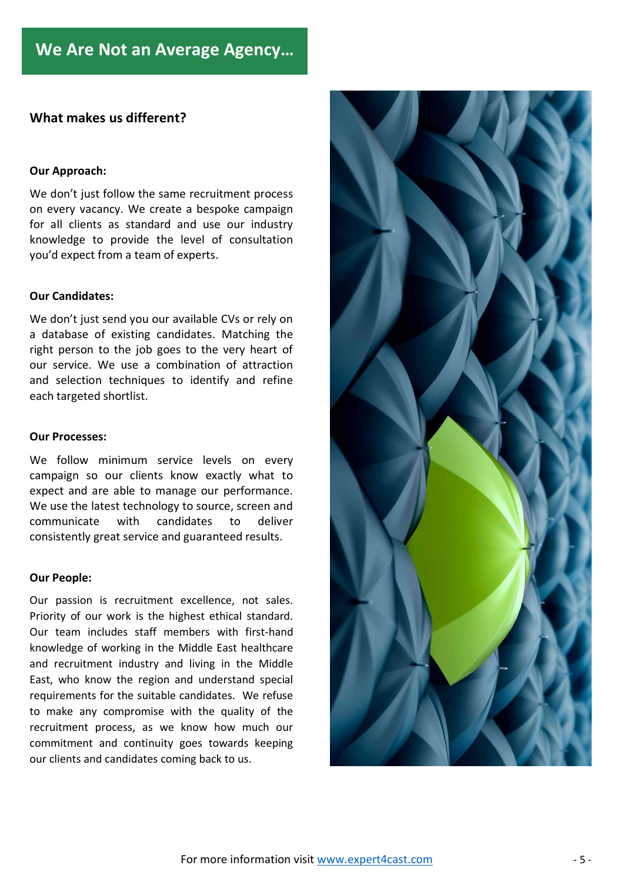# We Are Not an Average Agency…

## What makes us different?

**Our Approach:**

We don't just follow the same recruitment process on every vacancy. We create a bespoke campaign for all clients as standard and use our industry knowledge to provide the level of consultation you'd expect from a team of experts.

**Our Candidates:**

We don't just send you our available CVs or rely on a database of existing candidates. Matching the right person to the job goes to the very heart of our service. We use a combination of attraction and selection techniques to identify and refine each targeted shortlist.

**Our Processes:**

We follow minimum service levels on every campaign so our clients know exactly what to expect and are able to manage our performance. We use the latest technology to source, screen and communicate with candidates to deliver consistently great service and guaranteed results.

**Our People:**

Our passion is recruitment excellence, not sales. Priority of our work is the highest ethical standard. Our team includes staff members with first-hand knowledge of working in the Middle East healthcare and recruitment industry and living in the Middle East, who know the region and understand special requirements for the suitable candidates. We refuse to make any compromise with the quality of the recruitment process, as we know how much our commitment and continuity goes towards keeping our clients and candidates coming back to us.

For more information visit www.expert4cast.com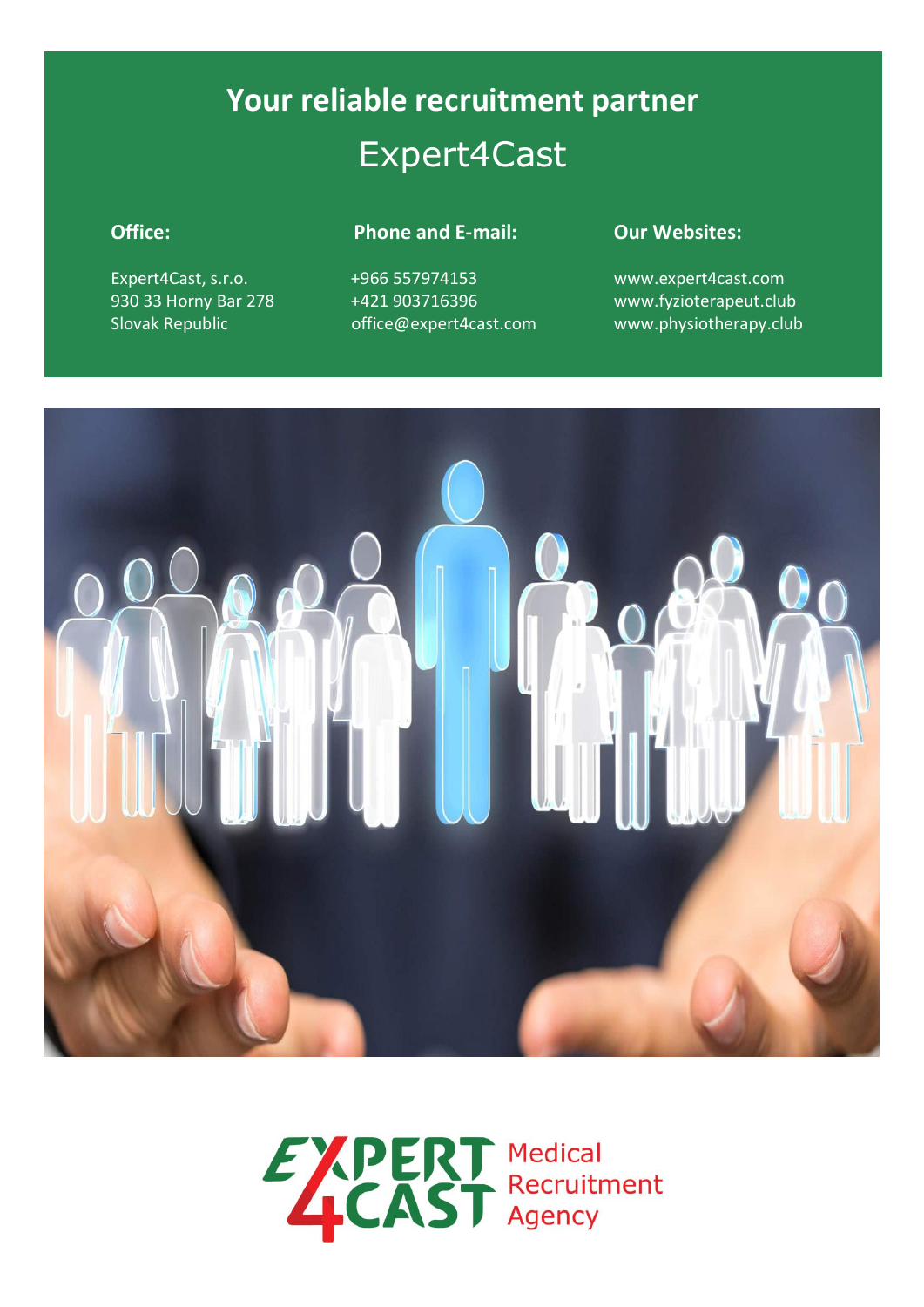# Your reliable recruitment partner

## Expert4Cast

**Office:**

Expert4Cast, s.r.o.
930 33 Horny Bar 278
Slovak Republic

**Phone and E-mail:**

+966 557974153
+421 903716396
office@expert4cast.com

**Our Websites:**

www.expert4cast.com
www.fyzioterapeut.club
www.physiotherapy.club

EXPERT 4CAST Medical Recruitment Agency